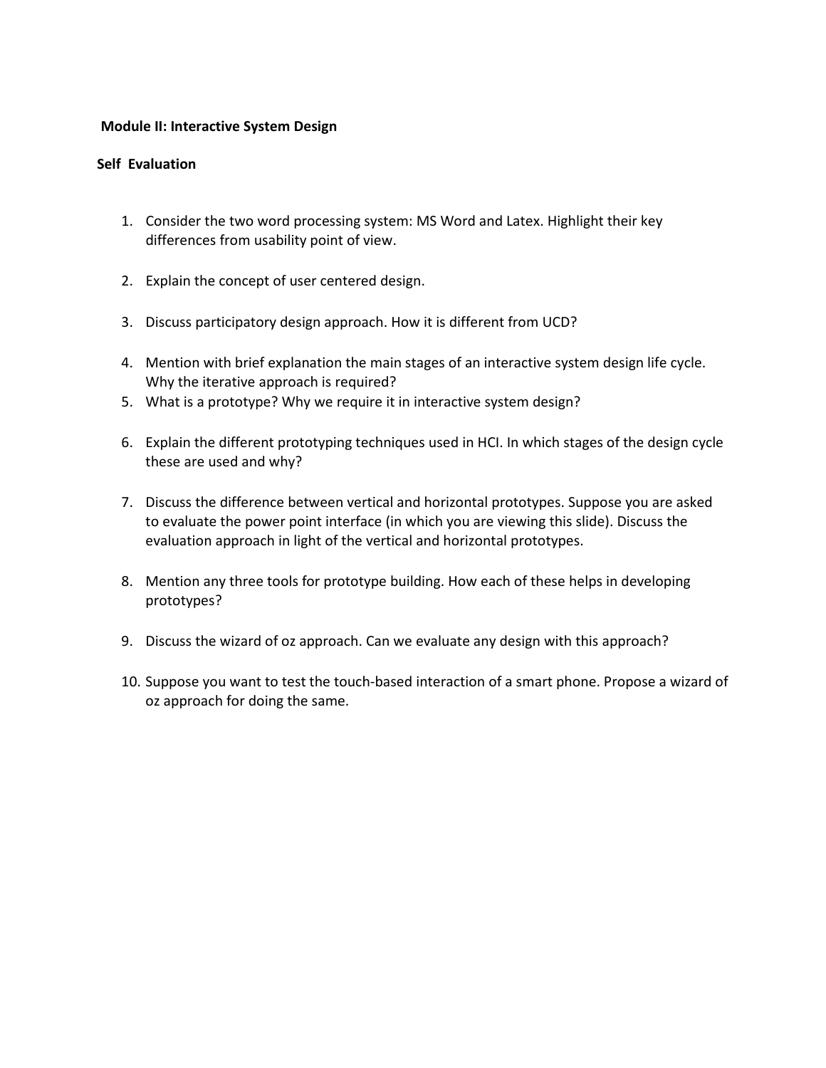**Module II: Interactive System Design**

**Self Evaluation**

1. Consider the two word processing system: MS Word and Latex. Highlight their key differences from usability point of view.

2. Explain the concept of user centered design.

3. Discuss participatory design approach. How it is different from UCD?

4. Mention with brief explanation the main stages of an interactive system design life cycle. Why the iterative approach is required?
5. What is a prototype? Why we require it in interactive system design?

6. Explain the different prototyping techniques used in HCI. In which stages of the design cycle these are used and why?

7. Discuss the difference between vertical and horizontal prototypes. Suppose you are asked to evaluate the power point interface (in which you are viewing this slide). Discuss the evaluation approach in light of the vertical and horizontal prototypes.

8. Mention any three tools for prototype building. How each of these helps in developing prototypes?

9. Discuss the wizard of oz approach. Can we evaluate any design with this approach?

10. Suppose you want to test the touch-based interaction of a smart phone. Propose a wizard of oz approach for doing the same.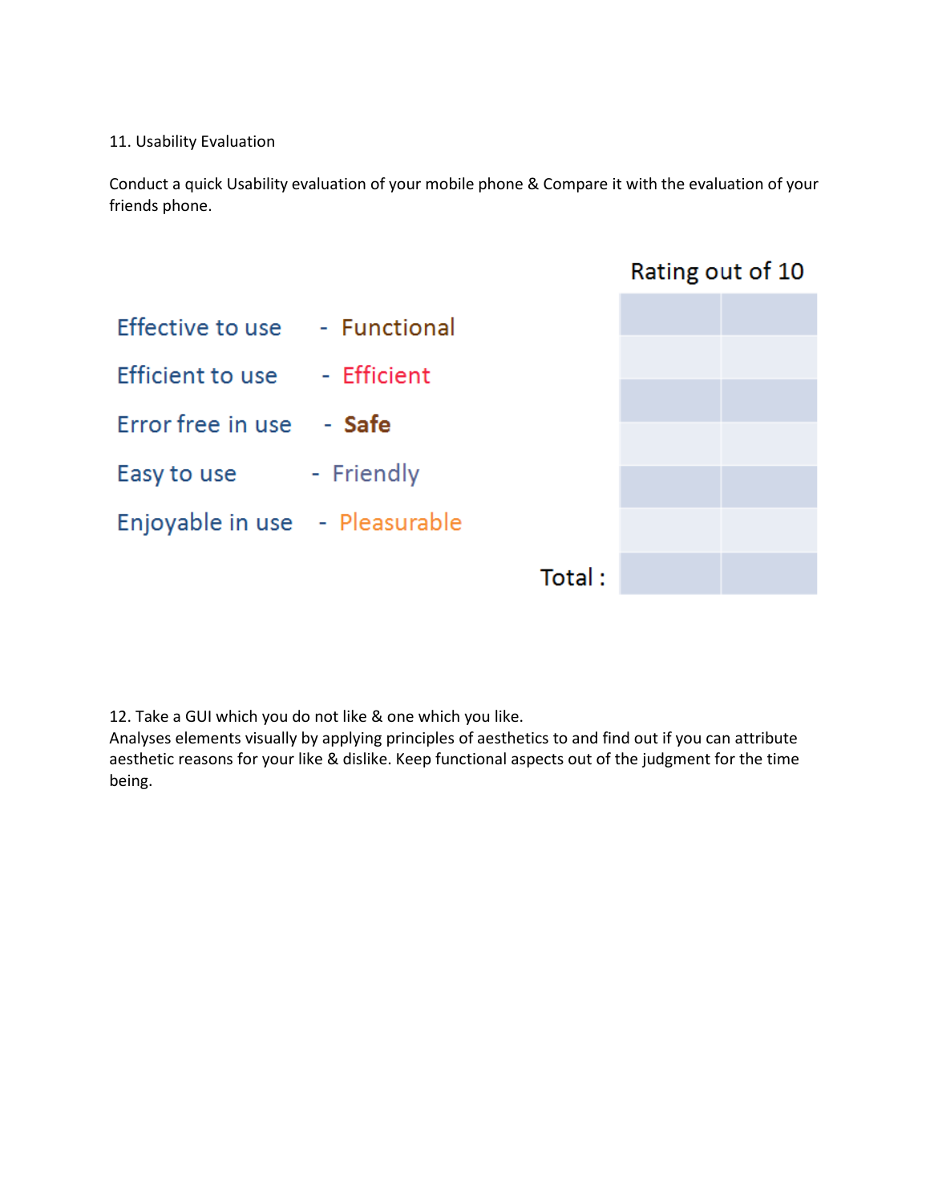11. Usability Evaluation

Conduct a quick Usability evaluation of your mobile phone & Compare it with the evaluation of your friends phone.

| | Rating out of 10 | |
|---|---|---|
| Effective to use - Functional | | |
| Efficient to use - Efficient | | |
| Error free in use - **Safe** | | |
| Easy to use - Friendly | | |
| Enjoyable in use - Pleasurable | | |
| | | |
| Total : | | |

12. Take a GUI which you do not like & one which you like.
Analyses elements visually by applying principles of aesthetics to and find out if you can attribute aesthetic reasons for your like & dislike. Keep functional aspects out of the judgment for the time being.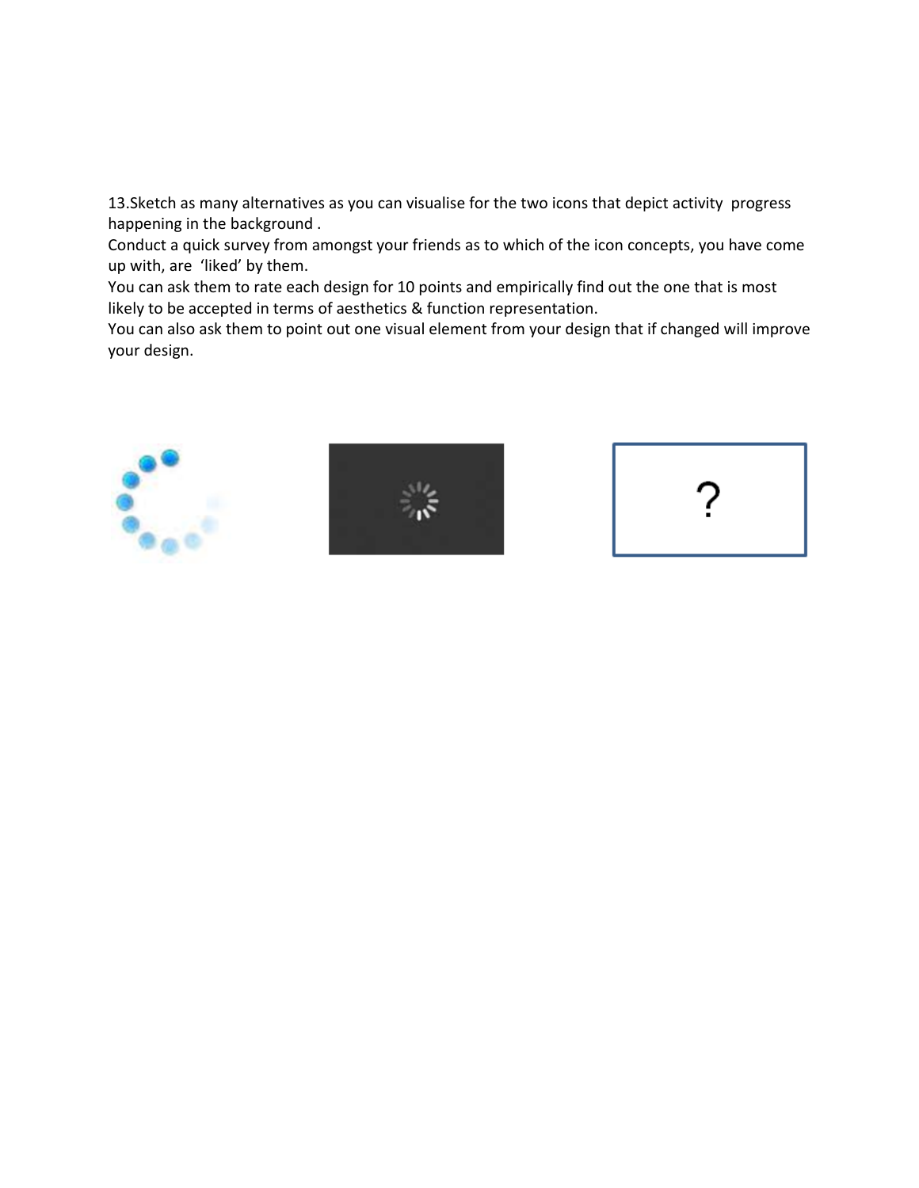13.Sketch as many alternatives as you can visualise for the two icons that depict activity progress happening in the background .

Conduct a quick survey from amongst your friends as to which of the icon concepts, you have come up with, are 'liked' by them.

You can ask them to rate each design for 10 points and empirically find out the one that is most likely to be accepted in terms of aesthetics & function representation.

You can also ask them to point out one visual element from your design that if changed will improve your design.

?